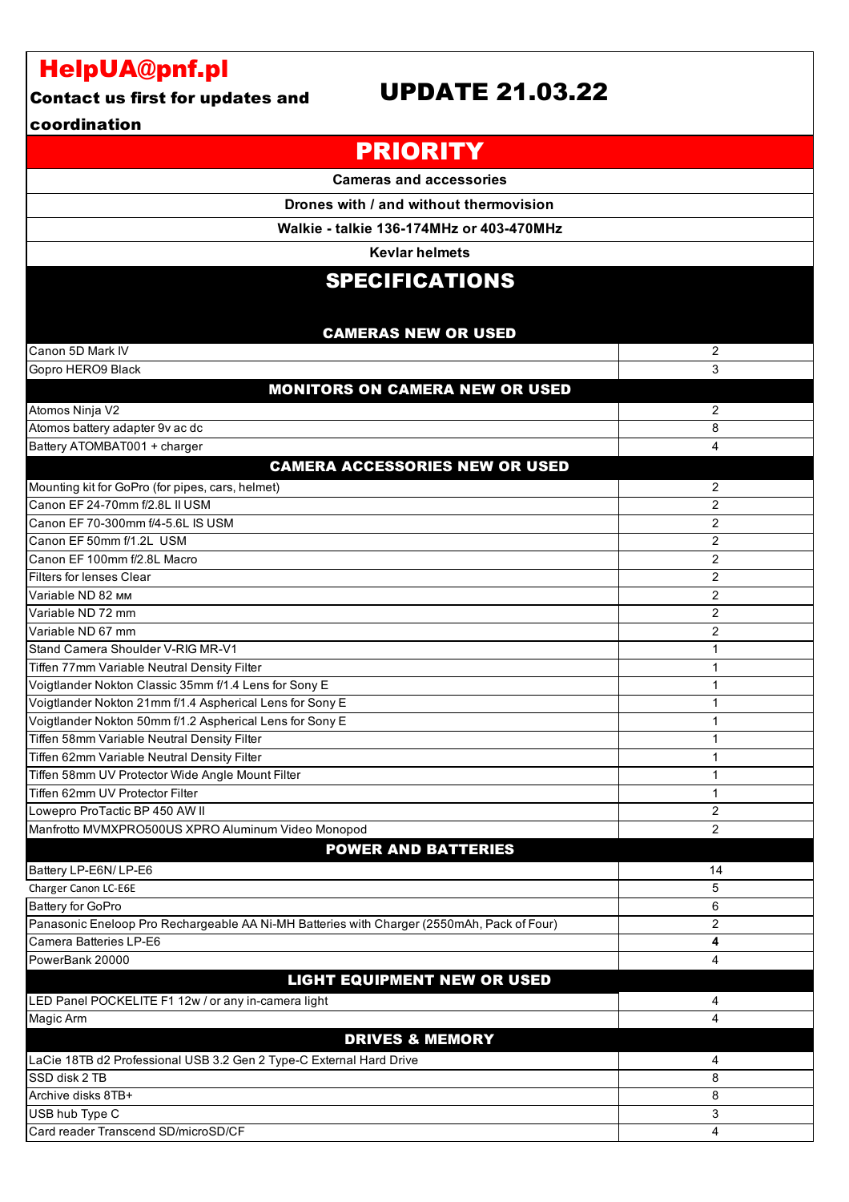# HelpUA@pnf.pl

**Contact us first for updates and coordination**

# UPDATE 21.03.22

## PRIORITY

**Cameras and accessories**

**Drones with / and without thermovision**

**Walkie - talkie 136-174MHz or 403-470MHz**

**Kevlar helmets**

## SPECIFICATIONS

| CAMERAS NEW OR USED | |
|---|---|
| Canon 5D Mark IV | 2 |
| Gopro HERO9 Black | 3 |
| **MONITORS ON CAMERA NEW OR USED** | |
| Atomos Ninja V2 | 2 |
| Atomos battery adapter 9v ac dc | 8 |
| Battery ATOMBAT001 + charger | 4 |
| **CAMERA ACCESSORIES NEW OR USED** | |
| Mounting kit for GoPro (for pipes, cars, helmet) | 2 |
| Canon EF 24-70mm f/2.8L II USM | 2 |
| Canon EF 70-300mm f/4-5.6L IS USM | 2 |
| Canon EF 50mm f/1.2L USM | 2 |
| Canon EF 100mm f/2.8L Macro | 2 |
| Filters for lenses Clear | 2 |
| Variable ND 82 мм | 2 |
| Variable ND 72 mm | 2 |
| Variable ND 67 mm | 2 |
| Stand Camera Shoulder V-RIG MR-V1 | 1 |
| Tiffen 77mm Variable Neutral Density Filter | 1 |
| Voigtlander Nokton Classic 35mm f/1.4 Lens for Sony E | 1 |
| Voigtlander Nokton 21mm f/1.4 Aspherical Lens for Sony E | 1 |
| Voigtlander Nokton 50mm f/1.2 Aspherical Lens for Sony E | 1 |
| Tiffen 58mm Variable Neutral Density Filter | 1 |
| Tiffen 62mm Variable Neutral Density Filter | 1 |
| Tiffen 58mm UV Protector Wide Angle Mount Filter | 1 |
| Tiffen 62mm UV Protector Filter | 1 |
| Lowepro ProTactic BP 450 AW II | 2 |
| Manfrotto MVMXPRO500US XPRO Aluminum Video Monopod | 2 |
| **POWER AND BATTERIES** | |
| Battery LP-E6N/ LP-E6 | 14 |
| Charger Canon LC-E6E | 5 |
| Battery for GoPro | 6 |
| Panasonic Eneloop Pro Rechargeable AA Ni-MH Batteries with Charger (2550mAh, Pack of Four) | 2 |
| Camera Batteries LP-E6 | **4** |
| PowerBank 20000 | 4 |
| **LIGHT EQUIPMENT NEW OR USED** | |
| LED Panel POCKELITE F1 12w / or any in-camera light | 4 |
| Magic Arm | 4 |
| **DRIVES & MEMORY** | |
| LaCie 18TB d2 Professional USB 3.2 Gen 2 Type-C External Hard Drive | 4 |
| SSD disk 2 TB | 8 |
| Archive disks 8TB+ | 8 |
| USB hub Type C | 3 |
| Card reader Transcend SD/microSD/CF | 4 |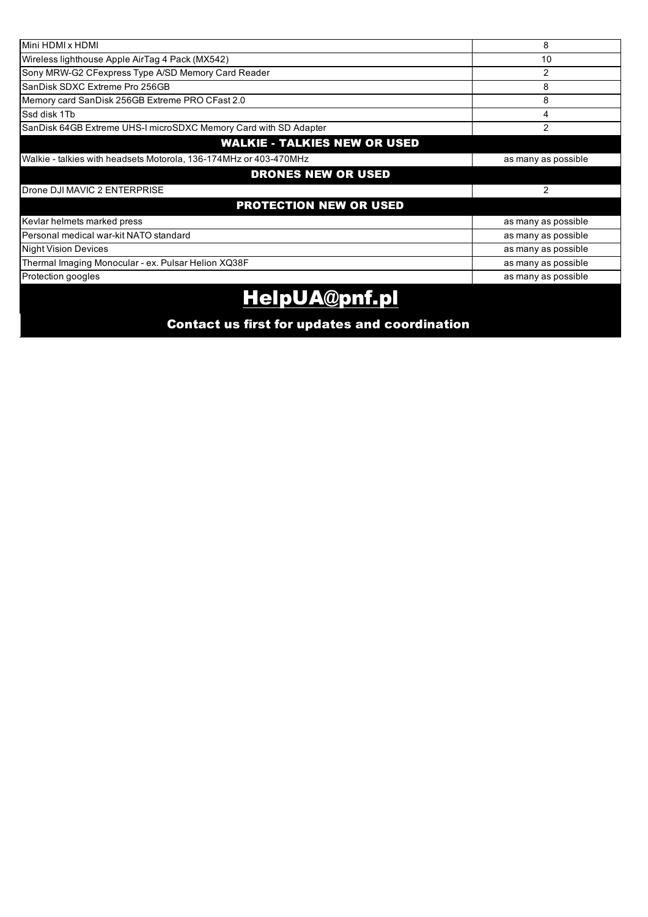| | |
|---|---|
| Mini HDMI x HDMI | 8 |
| Wireless lighthouse Apple AirTag 4 Pack (MX542) | 10 |
| Sony MRW-G2 CFexpress Type A/SD Memory Card Reader | 2 |
| SanDisk SDXC Extreme Pro 256GB | 8 |
| Memory card SanDisk 256GB Extreme PRO CFast 2.0 | 8 |
| Ssd disk 1Tb | 4 |
| SanDisk 64GB Extreme UHS-I microSDXC Memory Card with SD Adapter | 2 |
| **WALKIE - TALKIES NEW OR USED** | |
| Walkie - talkies with headsets Motorola, 136-174MHz or 403-470MHz | as many as possible |
| **DRONES NEW OR USED** | |
| Drone DJI MAVIC 2 ENTERPRISE | 2 |
| **PROTECTION NEW OR USED** | |
| Kevlar helmets marked press | as many as possible |
| Personal medical war-kit NATO standard | as many as possible |
| Night Vision Devices | as many as possible |
| Thermal Imaging Monocular - ex. Pulsar Helion XQ38F | as many as possible |
| Protection googles | as many as possible |

# HelpUA@pnf.pl

**Contact us first for updates and coordination**